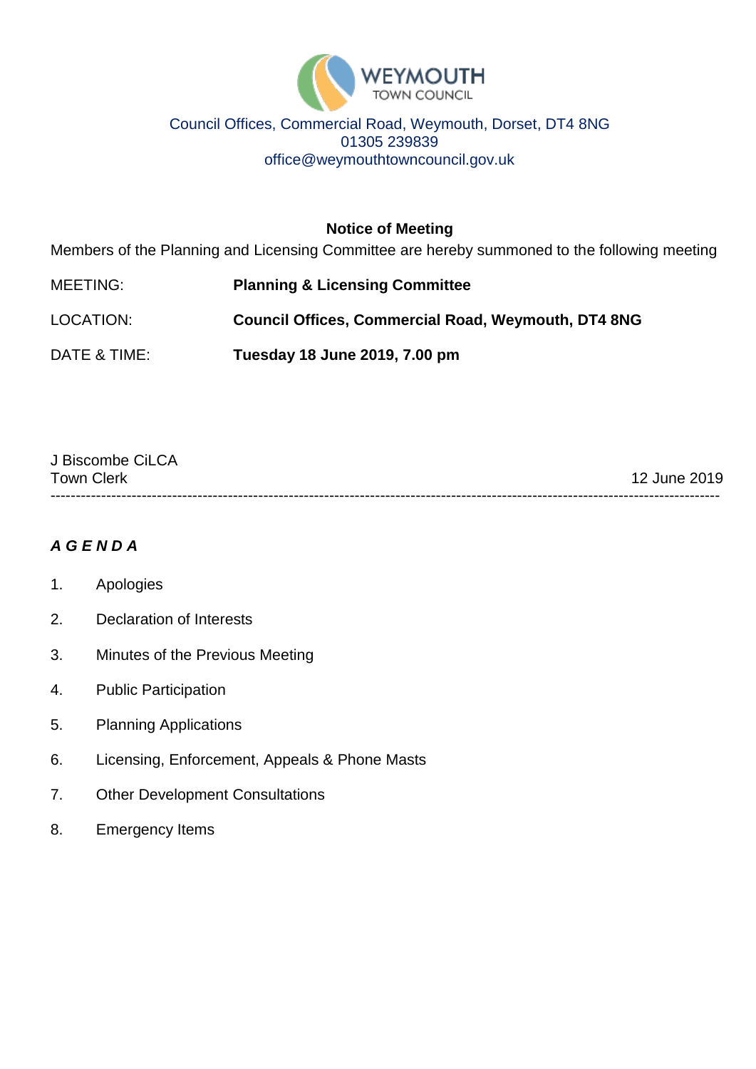WEYMOUTH
TOWN COUNCIL

Council Offices, Commercial Road, Weymouth, Dorset, DT4 8NG
01305 239839
office@weymouthtowncouncil.gov.uk

## Notice of Meeting

Members of the Planning and Licensing Committee are hereby summoned to the following meeting

| | |
|---|---|
| MEETING: | **Planning & Licensing Committee** |
| LOCATION: | **Council Offices, Commercial Road, Weymouth, DT4 8NG** |
| DATE & TIME: | **Tuesday 18 June 2019, 7.00 pm** |

J Biscombe CiLCA
Town Clerk

12 June 2019

---

***A G E N D A***

1. Apologies
2. Declaration of Interests
3. Minutes of the Previous Meeting
4. Public Participation
5. Planning Applications
6. Licensing, Enforcement, Appeals & Phone Masts
7. Other Development Consultations
8. Emergency Items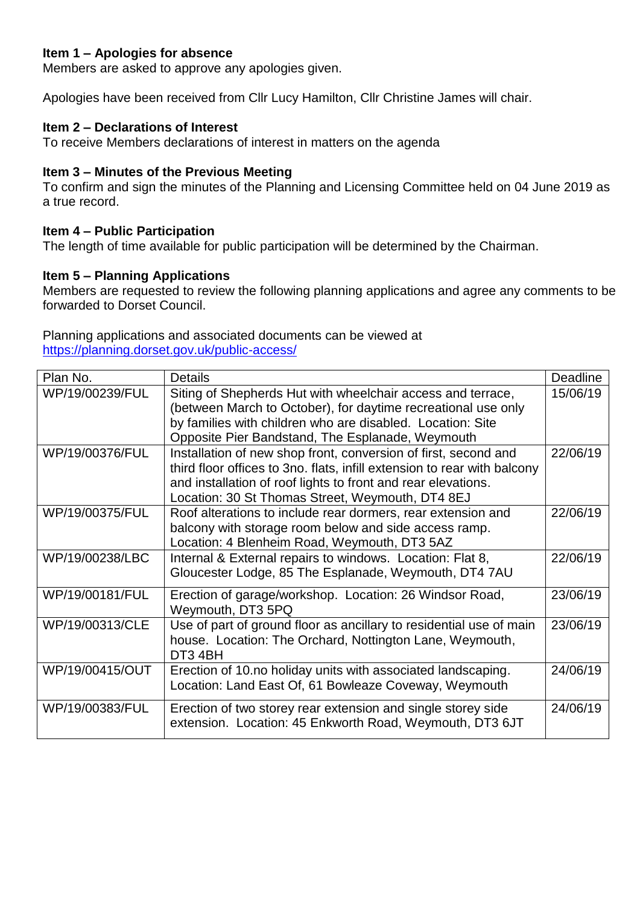**Item 1 – Apologies for absence**
Members are asked to approve any apologies given.

Apologies have been received from Cllr Lucy Hamilton, Cllr Christine James will chair.

**Item 2 – Declarations of Interest**
To receive Members declarations of interest in matters on the agenda

**Item 3 – Minutes of the Previous Meeting**
To confirm and sign the minutes of the Planning and Licensing Committee held on 04 June 2019 as a true record.

**Item 4 – Public Participation**
The length of time available for public participation will be determined by the Chairman.

**Item 5 – Planning Applications**
Members are requested to review the following planning applications and agree any comments to be forwarded to Dorset Council.

Planning applications and associated documents can be viewed at
https://planning.dorset.gov.uk/public-access/

| Plan No. | Details | Deadline |
|---|---|---|
| WP/19/00239/FUL | Siting of Shepherds Hut with wheelchair access and terrace, (between March to October), for daytime recreational use only by families with children who are disabled. Location: Site Opposite Pier Bandstand, The Esplanade, Weymouth | 15/06/19 |
| WP/19/00376/FUL | Installation of new shop front, conversion of first, second and third floor offices to 3no. flats, infill extension to rear with balcony and installation of roof lights to front and rear elevations. Location: 30 St Thomas Street, Weymouth, DT4 8EJ | 22/06/19 |
| WP/19/00375/FUL | Roof alterations to include rear dormers, rear extension and balcony with storage room below and side access ramp. Location: 4 Blenheim Road, Weymouth, DT3 5AZ | 22/06/19 |
| WP/19/00238/LBC | Internal & External repairs to windows. Location: Flat 8, Gloucester Lodge, 85 The Esplanade, Weymouth, DT4 7AU | 22/06/19 |
| WP/19/00181/FUL | Erection of garage/workshop. Location: 26 Windsor Road, Weymouth, DT3 5PQ | 23/06/19 |
| WP/19/00313/CLE | Use of part of ground floor as ancillary to residential use of main house. Location: The Orchard, Nottington Lane, Weymouth, DT3 4BH | 23/06/19 |
| WP/19/00415/OUT | Erection of 10.no holiday units with associated landscaping. Location: Land East Of, 61 Bowleaze Coveway, Weymouth | 24/06/19 |
| WP/19/00383/FUL | Erection of two storey rear extension and single storey side extension. Location: 45 Enkworth Road, Weymouth, DT3 6JT | 24/06/19 |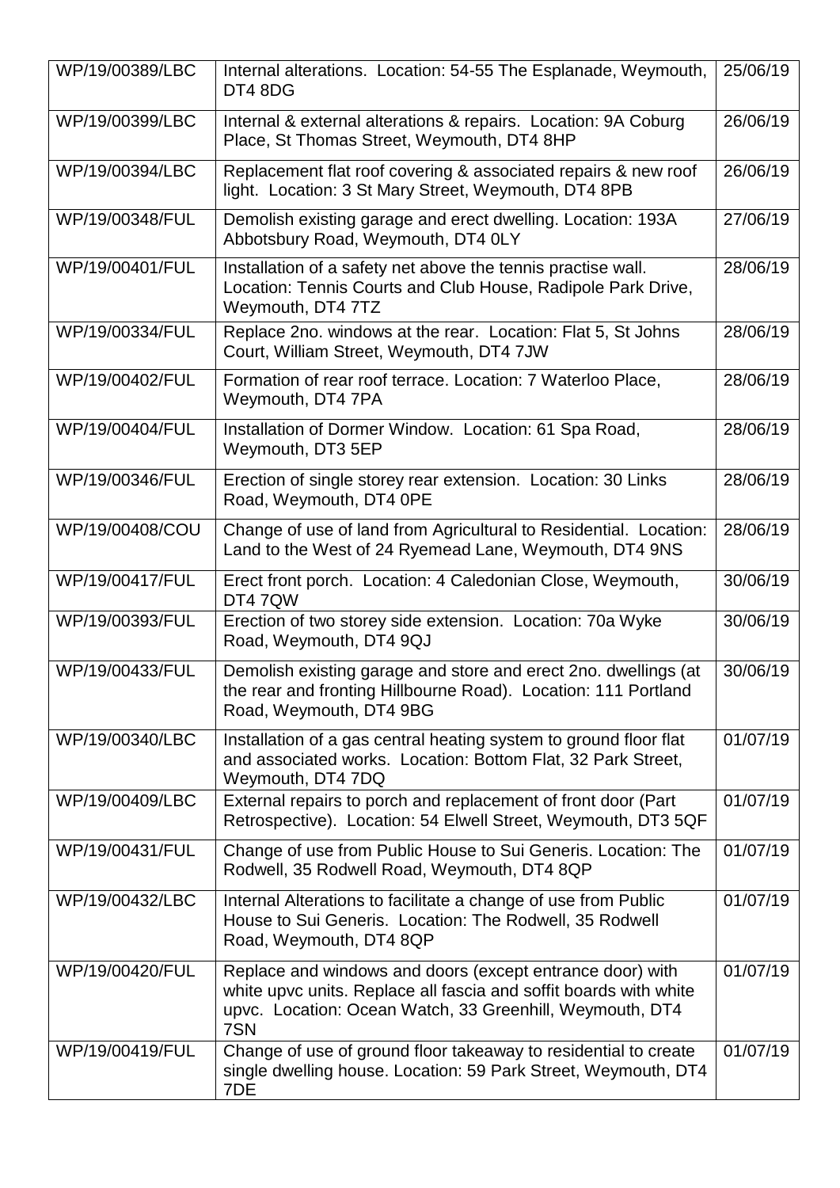| | | |
|---|---|---|
| WP/19/00389/LBC | Internal alterations. Location: 54-55 The Esplanade, Weymouth, DT4 8DG | 25/06/19 |
| WP/19/00399/LBC | Internal & external alterations & repairs. Location: 9A Coburg Place, St Thomas Street, Weymouth, DT4 8HP | 26/06/19 |
| WP/19/00394/LBC | Replacement flat roof covering & associated repairs & new roof light. Location: 3 St Mary Street, Weymouth, DT4 8PB | 26/06/19 |
| WP/19/00348/FUL | Demolish existing garage and erect dwelling. Location: 193A Abbotsbury Road, Weymouth, DT4 0LY | 27/06/19 |
| WP/19/00401/FUL | Installation of a safety net above the tennis practise wall. Location: Tennis Courts and Club House, Radipole Park Drive, Weymouth, DT4 7TZ | 28/06/19 |
| WP/19/00334/FUL | Replace 2no. windows at the rear. Location: Flat 5, St Johns Court, William Street, Weymouth, DT4 7JW | 28/06/19 |
| WP/19/00402/FUL | Formation of rear roof terrace. Location: 7 Waterloo Place, Weymouth, DT4 7PA | 28/06/19 |
| WP/19/00404/FUL | Installation of Dormer Window. Location: 61 Spa Road, Weymouth, DT3 5EP | 28/06/19 |
| WP/19/00346/FUL | Erection of single storey rear extension. Location: 30 Links Road, Weymouth, DT4 0PE | 28/06/19 |
| WP/19/00408/COU | Change of use of land from Agricultural to Residential. Location: Land to the West of 24 Ryemead Lane, Weymouth, DT4 9NS | 28/06/19 |
| WP/19/00417/FUL | Erect front porch. Location: 4 Caledonian Close, Weymouth, DT4 7QW | 30/06/19 |
| WP/19/00393/FUL | Erection of two storey side extension. Location: 70a Wyke Road, Weymouth, DT4 9QJ | 30/06/19 |
| WP/19/00433/FUL | Demolish existing garage and store and erect 2no. dwellings (at the rear and fronting Hillbourne Road). Location: 111 Portland Road, Weymouth, DT4 9BG | 30/06/19 |
| WP/19/00340/LBC | Installation of a gas central heating system to ground floor flat and associated works. Location: Bottom Flat, 32 Park Street, Weymouth, DT4 7DQ | 01/07/19 |
| WP/19/00409/LBC | External repairs to porch and replacement of front door (Part Retrospective). Location: 54 Elwell Street, Weymouth, DT3 5QF | 01/07/19 |
| WP/19/00431/FUL | Change of use from Public House to Sui Generis. Location: The Rodwell, 35 Rodwell Road, Weymouth, DT4 8QP | 01/07/19 |
| WP/19/00432/LBC | Internal Alterations to facilitate a change of use from Public House to Sui Generis. Location: The Rodwell, 35 Rodwell Road, Weymouth, DT4 8QP | 01/07/19 |
| WP/19/00420/FUL | Replace and windows and doors (except entrance door) with white upvc units. Replace all fascia and soffit boards with white upvc. Location: Ocean Watch, 33 Greenhill, Weymouth, DT4 7SN | 01/07/19 |
| WP/19/00419/FUL | Change of use of ground floor takeaway to residential to create single dwelling house. Location: 59 Park Street, Weymouth, DT4 7DE | 01/07/19 |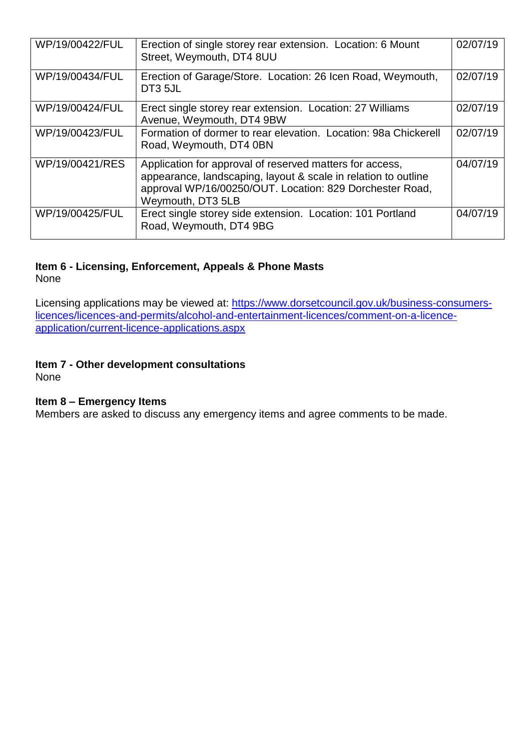| | | |
|---|---|---|
| WP/19/00422/FUL | Erection of single storey rear extension. Location: 6 Mount Street, Weymouth, DT4 8UU | 02/07/19 |
| WP/19/00434/FUL | Erection of Garage/Store. Location: 26 Icen Road, Weymouth, DT3 5JL | 02/07/19 |
| WP/19/00424/FUL | Erect single storey rear extension. Location: 27 Williams Avenue, Weymouth, DT4 9BW | 02/07/19 |
| WP/19/00423/FUL | Formation of dormer to rear elevation. Location: 98a Chickerell Road, Weymouth, DT4 0BN | 02/07/19 |
| WP/19/00421/RES | Application for approval of reserved matters for access, appearance, landscaping, layout & scale in relation to outline approval WP/16/00250/OUT. Location: 829 Dorchester Road, Weymouth, DT3 5LB | 04/07/19 |
| WP/19/00425/FUL | Erect single storey side extension. Location: 101 Portland Road, Weymouth, DT4 9BG | 04/07/19 |

**Item 6 - Licensing, Enforcement, Appeals & Phone Masts**
None

Licensing applications may be viewed at: https://www.dorsetcouncil.gov.uk/business-consumers-licences/licences-and-permits/alcohol-and-entertainment-licences/comment-on-a-licence-application/current-licence-applications.aspx

**Item 7 - Other development consultations**
None

**Item 8 – Emergency Items**
Members are asked to discuss any emergency items and agree comments to be made.